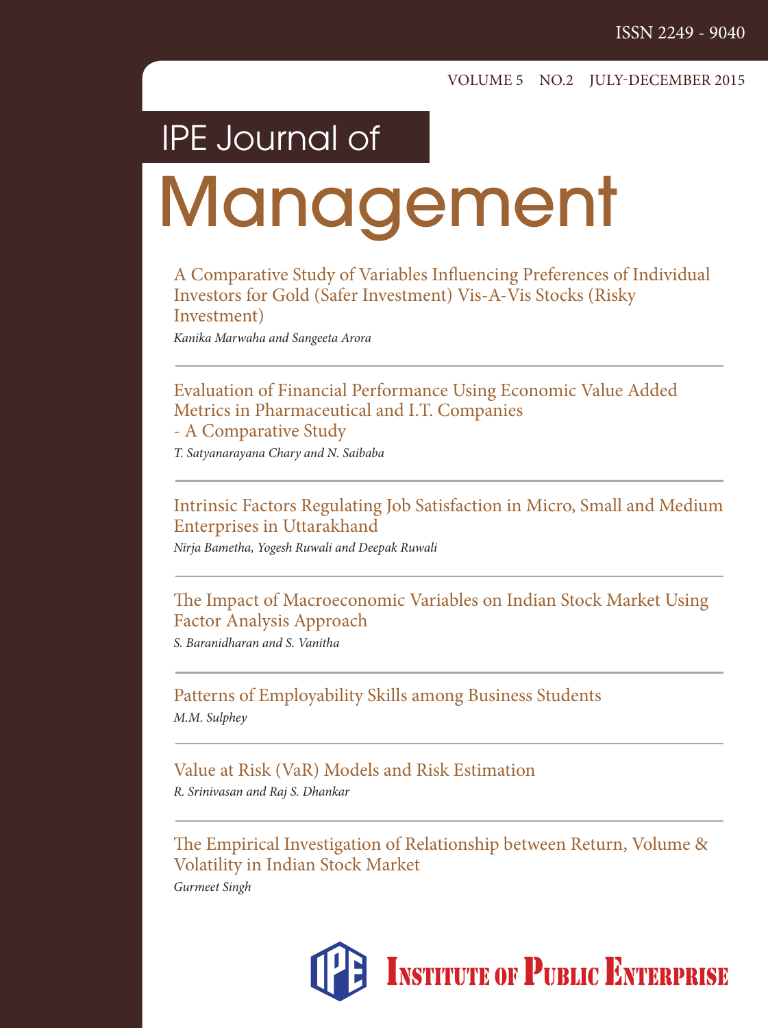ISSN 2249 - 9040

VOLUME 5 NO.2 JULY-DECEMBER 2015

# IPE Journal of Management

A Comparative Study of Variables Influencing Preferences of Individual Investors for Gold (Safer Investment) Vis-A-Vis Stocks (Risky Investment)

*Kanika Marwaha and Sangeeta Arora*

---

Evaluation of Financial Performance Using Economic Value Added Metrics in Pharmaceutical and I.T. Companies - A Comparative Study

*T. Satyanarayana Chary and N. Saibaba*

---

Intrinsic Factors Regulating Job Satisfaction in Micro, Small and Medium Enterprises in Uttarakhand

*Nirja Bametha, Yogesh Ruwali and Deepak Ruwali*

---

The Impact of Macroeconomic Variables on Indian Stock Market Using Factor Analysis Approach

*S. Baranidharan and S. Vanitha*

---

Patterns of Employability Skills among Business Students

*M.M. Sulphey*

---

Value at Risk (VaR) Models and Risk Estimation

*R. Srinivasan and Raj S. Dhankar*

---

The Empirical Investigation of Relationship between Return, Volume & Volatility in Indian Stock Market

*Gurmeet Singh*

INSTITUTE OF PUBLIC ENTERPRISE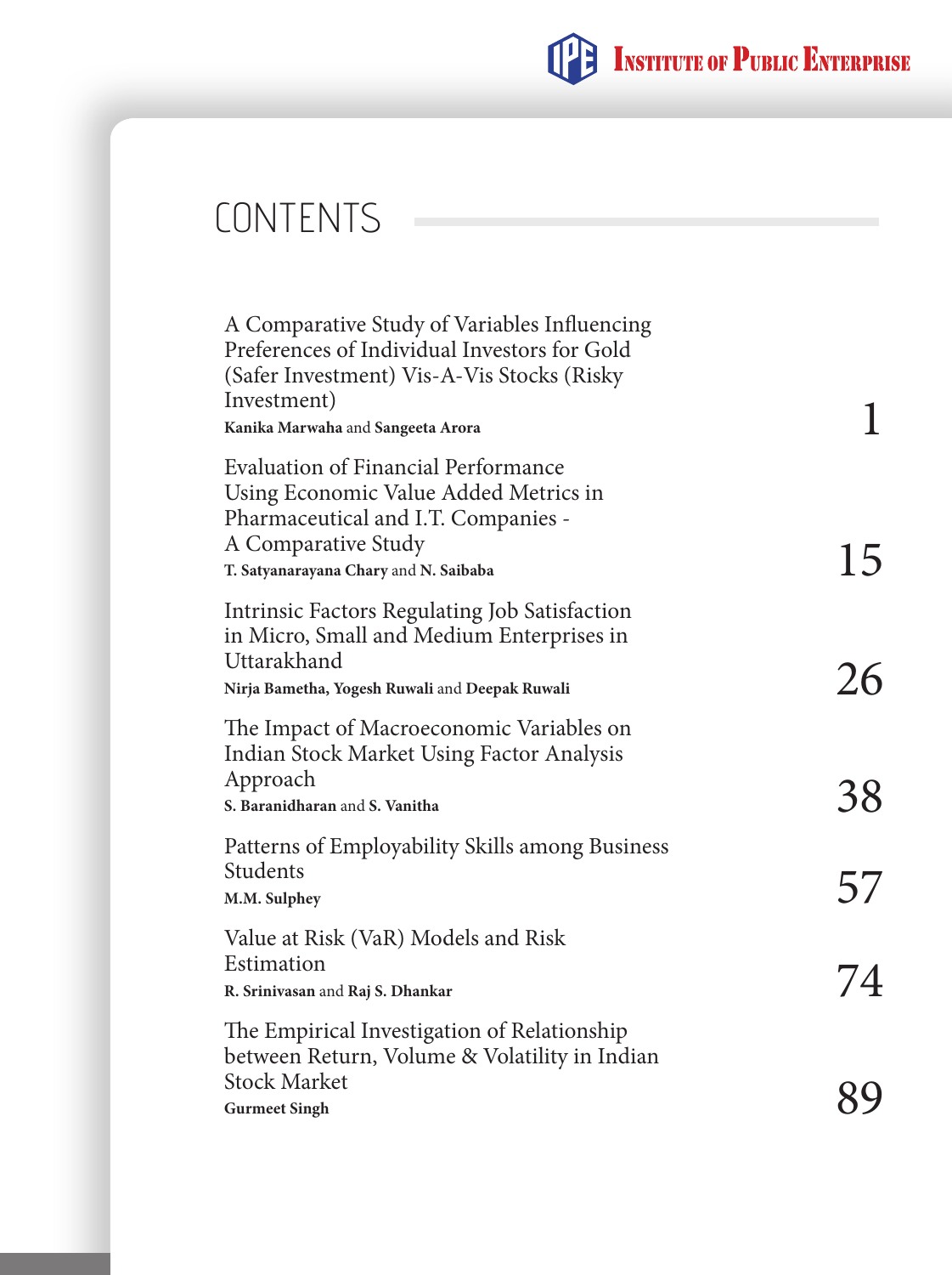# CONTENTS

| | |
|---|---|
| A Comparative Study of Variables Influencing Preferences of Individual Investors for Gold (Safer Investment) Vis-A-Vis Stocks (Risky Investment)<br>**Kanika Marwaha** and **Sangeeta Arora** | 1 |
| Evaluation of Financial Performance Using Economic Value Added Metrics in Pharmaceutical and I.T. Companies - A Comparative Study<br>**T. Satyanarayana Chary** and **N. Saibaba** | 15 |
| Intrinsic Factors Regulating Job Satisfaction in Micro, Small and Medium Enterprises in Uttarakhand<br>**Nirja Bametha, Yogesh Ruwali** and **Deepak Ruwali** | 26 |
| The Impact of Macroeconomic Variables on Indian Stock Market Using Factor Analysis Approach<br>**S. Baranidharan** and **S. Vanitha** | 38 |
| Patterns of Employability Skills among Business Students<br>**M.M. Sulphey** | 57 |
| Value at Risk (VaR) Models and Risk Estimation<br>**R. Srinivasan** and **Raj S. Dhankar** | 74 |
| The Empirical Investigation of Relationship between Return, Volume & Volatility in Indian Stock Market<br>**Gurmeet Singh** | 89 |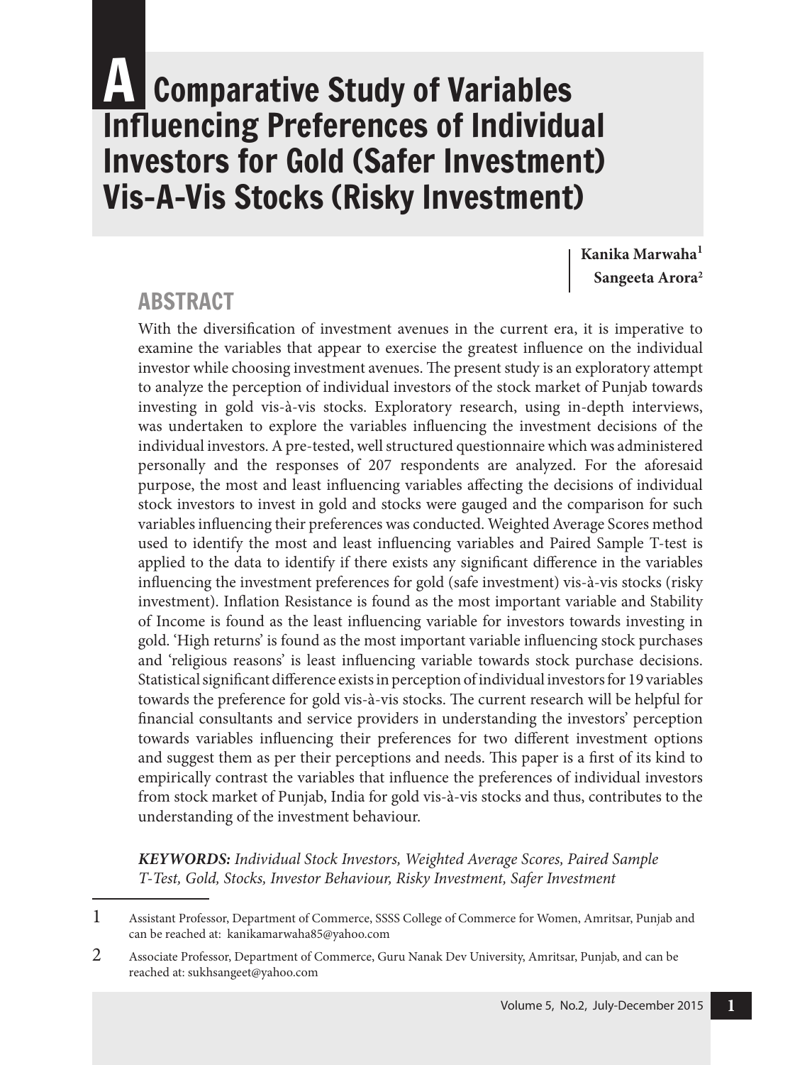# A Comparative Study of Variables Influencing Preferences of Individual Investors for Gold (Safer Investment) Vis-A-Vis Stocks (Risky Investment)

**Kanika Marwaha[1]**
**Sangeeta Arora[2]**

## ABSTRACT

With the diversification of investment avenues in the current era, it is imperative to examine the variables that appear to exercise the greatest influence on the individual investor while choosing investment avenues. The present study is an exploratory attempt to analyze the perception of individual investors of the stock market of Punjab towards investing in gold vis-à-vis stocks. Exploratory research, using in-depth interviews, was undertaken to explore the variables influencing the investment decisions of the individual investors. A pre-tested, well structured questionnaire which was administered personally and the responses of 207 respondents are analyzed. For the aforesaid purpose, the most and least influencing variables affecting the decisions of individual stock investors to invest in gold and stocks were gauged and the comparison for such variables influencing their preferences was conducted. Weighted Average Scores method used to identify the most and least influencing variables and Paired Sample T-test is applied to the data to identify if there exists any significant difference in the variables influencing the investment preferences for gold (safe investment) vis-à-vis stocks (risky investment). Inflation Resistance is found as the most important variable and Stability of Income is found as the least influencing variable for investors towards investing in gold. 'High returns' is found as the most important variable influencing stock purchases and 'religious reasons' is least influencing variable towards stock purchase decisions. Statistical significant difference exists in perception of individual investors for 19 variables towards the preference for gold vis-à-vis stocks. The current research will be helpful for financial consultants and service providers in understanding the investors' perception towards variables influencing their preferences for two different investment options and suggest them as per their perceptions and needs. This paper is a first of its kind to empirically contrast the variables that influence the preferences of individual investors from stock market of Punjab, India for gold vis-à-vis stocks and thus, contributes to the understanding of the investment behaviour.

***KEYWORDS:*** *Individual Stock Investors, Weighted Average Scores, Paired Sample T-Test, Gold, Stocks, Investor Behaviour, Risky Investment, Safer Investment*

---

1 Assistant Professor, Department of Commerce, SSSS College of Commerce for Women, Amritsar, Punjab and can be reached at: kanikamarwaha85@yahoo.com

2 Associate Professor, Department of Commerce, Guru Nanak Dev University, Amritsar, Punjab, and can be reached at: sukhsangeet@yahoo.com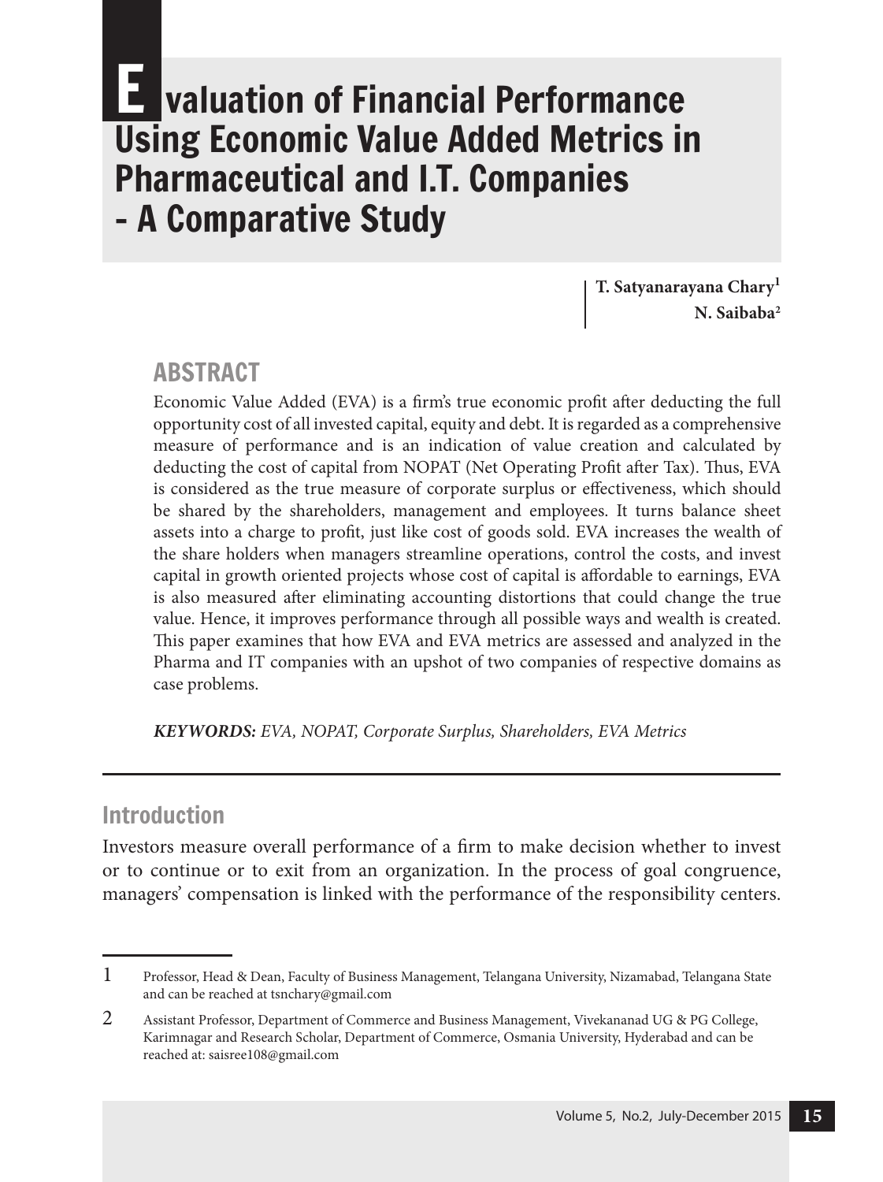# Evaluation of Financial Performance Using Economic Value Added Metrics in Pharmaceutical and I.T. Companies - A Comparative Study

**T. Satyanarayana Chary[1]**
**N. Saibaba[2]**

## ABSTRACT

Economic Value Added (EVA) is a firm's true economic profit after deducting the full opportunity cost of all invested capital, equity and debt. It is regarded as a comprehensive measure of performance and is an indication of value creation and calculated by deducting the cost of capital from NOPAT (Net Operating Profit after Tax). Thus, EVA is considered as the true measure of corporate surplus or effectiveness, which should be shared by the shareholders, management and employees. It turns balance sheet assets into a charge to profit, just like cost of goods sold. EVA increases the wealth of the share holders when managers streamline operations, control the costs, and invest capital in growth oriented projects whose cost of capital is affordable to earnings, EVA is also measured after eliminating accounting distortions that could change the true value. Hence, it improves performance through all possible ways and wealth is created. This paper examines that how EVA and EVA metrics are assessed and analyzed in the Pharma and IT companies with an upshot of two companies of respective domains as case problems.

***KEYWORDS:*** *EVA, NOPAT, Corporate Surplus, Shareholders, EVA Metrics*

## Introduction

Investors measure overall performance of a firm to make decision whether to invest or to continue or to exit from an organization. In the process of goal congruence, managers' compensation is linked with the performance of the responsibility centers.

---

1 Professor, Head & Dean, Faculty of Business Management, Telangana University, Nizamabad, Telangana State and can be reached at tsnchary@gmail.com

2 Assistant Professor, Department of Commerce and Business Management, Vivekananad UG & PG College, Karimnagar and Research Scholar, Department of Commerce, Osmania University, Hyderabad and can be reached at: saisree108@gmail.com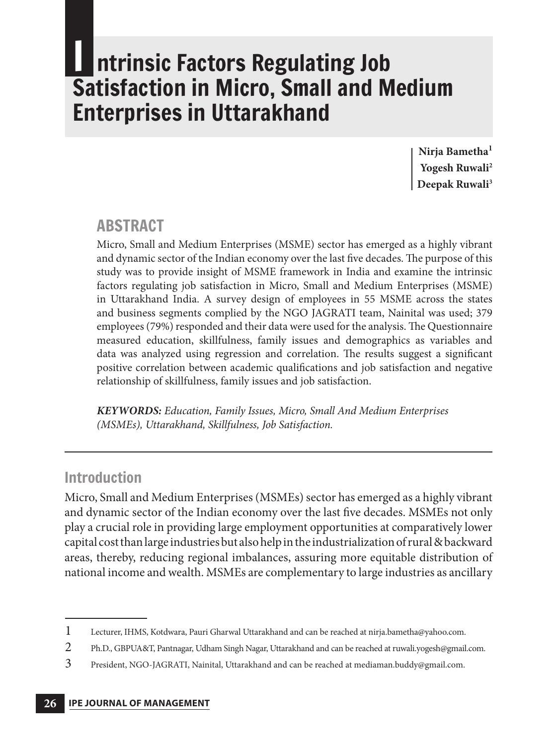# Intrinsic Factors Regulating Job Satisfaction in Micro, Small and Medium Enterprises in Uttarakhand

**Nirja Bametha**[1]
**Yogesh Ruwali**[2]
**Deepak Ruwali**[3]

## ABSTRACT

Micro, Small and Medium Enterprises (MSME) sector has emerged as a highly vibrant and dynamic sector of the Indian economy over the last five decades. The purpose of this study was to provide insight of MSME framework in India and examine the intrinsic factors regulating job satisfaction in Micro, Small and Medium Enterprises (MSME) in Uttarakhand India. A survey design of employees in 55 MSME across the states and business segments complied by the NGO JAGRATI team, Nainital was used; 379 employees (79%) responded and their data were used for the analysis. The Questionnaire measured education, skillfulness, family issues and demographics as variables and data was analyzed using regression and correlation. The results suggest a significant positive correlation between academic qualifications and job satisfaction and negative relationship of skillfulness, family issues and job satisfaction.

***KEYWORDS:*** *Education, Family Issues, Micro, Small And Medium Enterprises (MSMEs), Uttarakhand, Skillfulness, Job Satisfaction.*

---

## Introduction

Micro, Small and Medium Enterprises (MSMEs) sector has emerged as a highly vibrant and dynamic sector of the Indian economy over the last five decades. MSMEs not only play a crucial role in providing large employment opportunities at comparatively lower capital cost than large industries but also help in the industrialization of rural & backward areas, thereby, reducing regional imbalances, assuring more equitable distribution of national income and wealth. MSMEs are complementary to large industries as ancillary

---

1 Lecturer, IHMS, Kotdwara, Pauri Gharwal Uttarakhand and can be reached at nirja.bametha@yahoo.com.

2 Ph.D., GBPUA&T, Pantnagar, Udham Singh Nagar, Uttarakhand and can be reached at ruwali.yogesh@gmail.com.

3 President, NGO-JAGRATI, Nainital, Uttarakhand and can be reached at mediaman.buddy@gmail.com.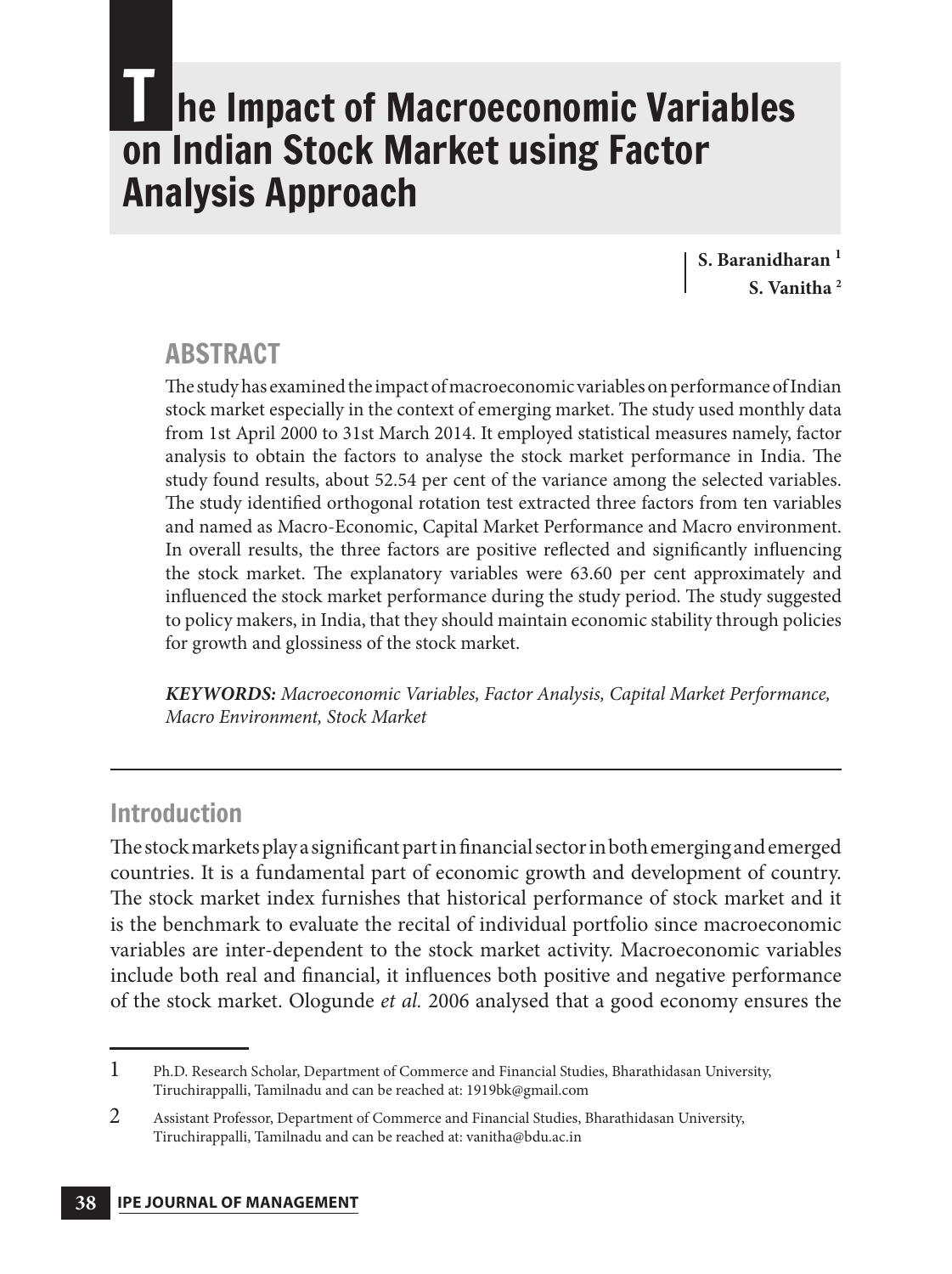# The Impact of Macroeconomic Variables on Indian Stock Market using Factor Analysis Approach

**S. Baranidharan [1]**
**S. Vanitha [2]**

## ABSTRACT

The study has examined the impact of macroeconomic variables on performance of Indian stock market especially in the context of emerging market. The study used monthly data from 1st April 2000 to 31st March 2014. It employed statistical measures namely, factor analysis to obtain the factors to analyse the stock market performance in India. The study found results, about 52.54 per cent of the variance among the selected variables. The study identified orthogonal rotation test extracted three factors from ten variables and named as Macro-Economic, Capital Market Performance and Macro environment. In overall results, the three factors are positive reflected and significantly influencing the stock market. The explanatory variables were 63.60 per cent approximately and influenced the stock market performance during the study period. The study suggested to policy makers, in India, that they should maintain economic stability through policies for growth and glossiness of the stock market.

***KEYWORDS:*** *Macroeconomic Variables, Factor Analysis, Capital Market Performance, Macro Environment, Stock Market*

---

## Introduction

The stock markets play a significant part in financial sector in both emerging and emerged countries. It is a fundamental part of economic growth and development of country. The stock market index furnishes that historical performance of stock market and it is the benchmark to evaluate the recital of individual portfolio since macroeconomic variables are inter-dependent to the stock market activity. Macroeconomic variables include both real and financial, it influences both positive and negative performance of the stock market. Ologunde *et al.* 2006 analysed that a good economy ensures the

---

1 Ph.D. Research Scholar, Department of Commerce and Financial Studies, Bharathidasan University, Tiruchirappalli, Tamilnadu and can be reached at: 1919bk@gmail.com

2 Assistant Professor, Department of Commerce and Financial Studies, Bharathidasan University, Tiruchirappalli, Tamilnadu and can be reached at: vanitha@bdu.ac.in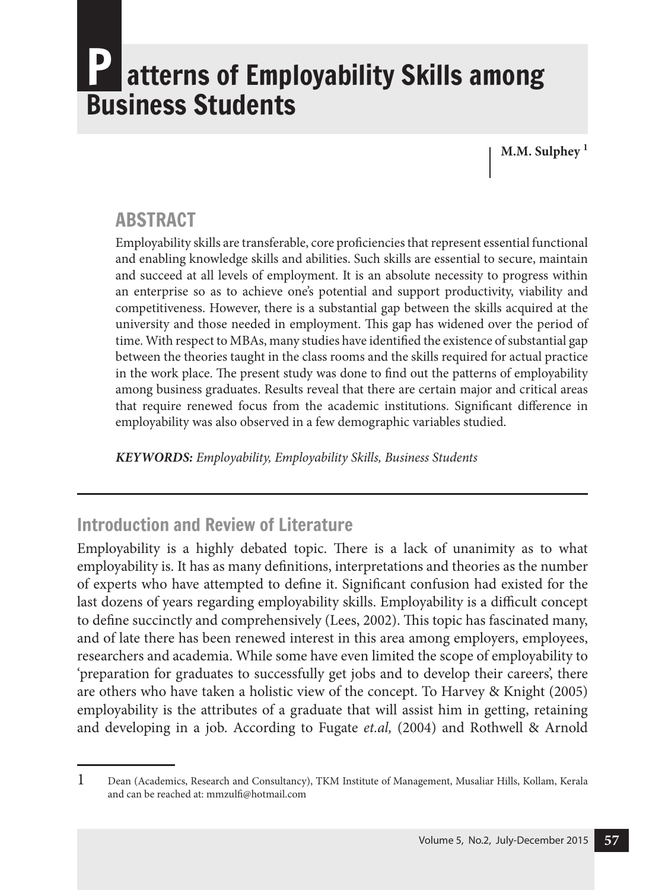# Patterns of Employability Skills among Business Students

**M.M. Sulphey [1]**

## ABSTRACT

Employability skills are transferable, core proficiencies that represent essential functional and enabling knowledge skills and abilities. Such skills are essential to secure, maintain and succeed at all levels of employment. It is an absolute necessity to progress within an enterprise so as to achieve one's potential and support productivity, viability and competitiveness. However, there is a substantial gap between the skills acquired at the university and those needed in employment. This gap has widened over the period of time. With respect to MBAs, many studies have identified the existence of substantial gap between the theories taught in the class rooms and the skills required for actual practice in the work place. The present study was done to find out the patterns of employability among business graduates. Results reveal that there are certain major and critical areas that require renewed focus from the academic institutions. Significant difference in employability was also observed in a few demographic variables studied.

***KEYWORDS:*** *Employability, Employability Skills, Business Students*

## Introduction and Review of Literature

Employability is a highly debated topic. There is a lack of unanimity as to what employability is. It has as many definitions, interpretations and theories as the number of experts who have attempted to define it. Significant confusion had existed for the last dozens of years regarding employability skills. Employability is a difficult concept to define succinctly and comprehensively (Lees, 2002). This topic has fascinated many, and of late there has been renewed interest in this area among employers, employees, researchers and academia. While some have even limited the scope of employability to 'preparation for graduates to successfully get jobs and to develop their careers', there are others who have taken a holistic view of the concept. To Harvey & Knight (2005) employability is the attributes of a graduate that will assist him in getting, retaining and developing in a job. According to Fugate *et.al,* (2004) and Rothwell & Arnold

1 Dean (Academics, Research and Consultancy), TKM Institute of Management, Musaliar Hills, Kollam, Kerala and can be reached at: mmzulfi@hotmail.com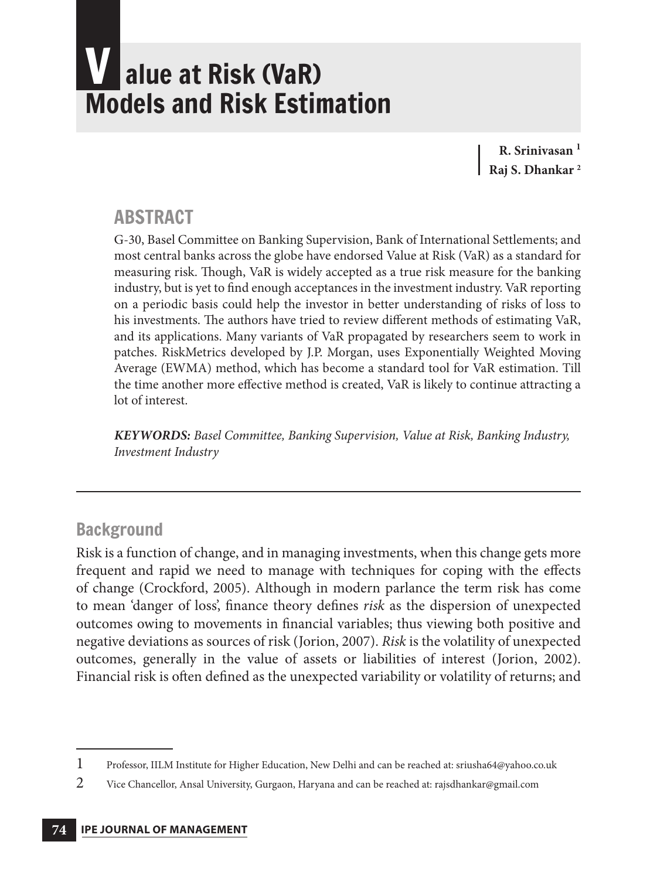# Value at Risk (VaR) Models and Risk Estimation

**R. Srinivasan** [1]
**Raj S. Dhankar** [2]

## ABSTRACT

G-30, Basel Committee on Banking Supervision, Bank of International Settlements; and most central banks across the globe have endorsed Value at Risk (VaR) as a standard for measuring risk. Though, VaR is widely accepted as a true risk measure for the banking industry, but is yet to find enough acceptances in the investment industry. VaR reporting on a periodic basis could help the investor in better understanding of risks of loss to his investments. The authors have tried to review different methods of estimating VaR, and its applications. Many variants of VaR propagated by researchers seem to work in patches. RiskMetrics developed by J.P. Morgan, uses Exponentially Weighted Moving Average (EWMA) method, which has become a standard tool for VaR estimation. Till the time another more effective method is created, VaR is likely to continue attracting a lot of interest.

***KEYWORDS:*** *Basel Committee, Banking Supervision, Value at Risk, Banking Industry, Investment Industry*

---

## Background

Risk is a function of change, and in managing investments, when this change gets more frequent and rapid we need to manage with techniques for coping with the effects of change (Crockford, 2005). Although in modern parlance the term risk has come to mean 'danger of loss', finance theory defines *risk* as the dispersion of unexpected outcomes owing to movements in financial variables; thus viewing both positive and negative deviations as sources of risk (Jorion, 2007). *Risk* is the volatility of unexpected outcomes, generally in the value of assets or liabilities of interest (Jorion, 2002). Financial risk is often defined as the unexpected variability or volatility of returns; and

---

[1] Professor, IILM Institute for Higher Education, New Delhi and can be reached at: sriusha64@yahoo.co.uk

[2] Vice Chancellor, Ansal University, Gurgaon, Haryana and can be reached at: rajsdhankar@gmail.com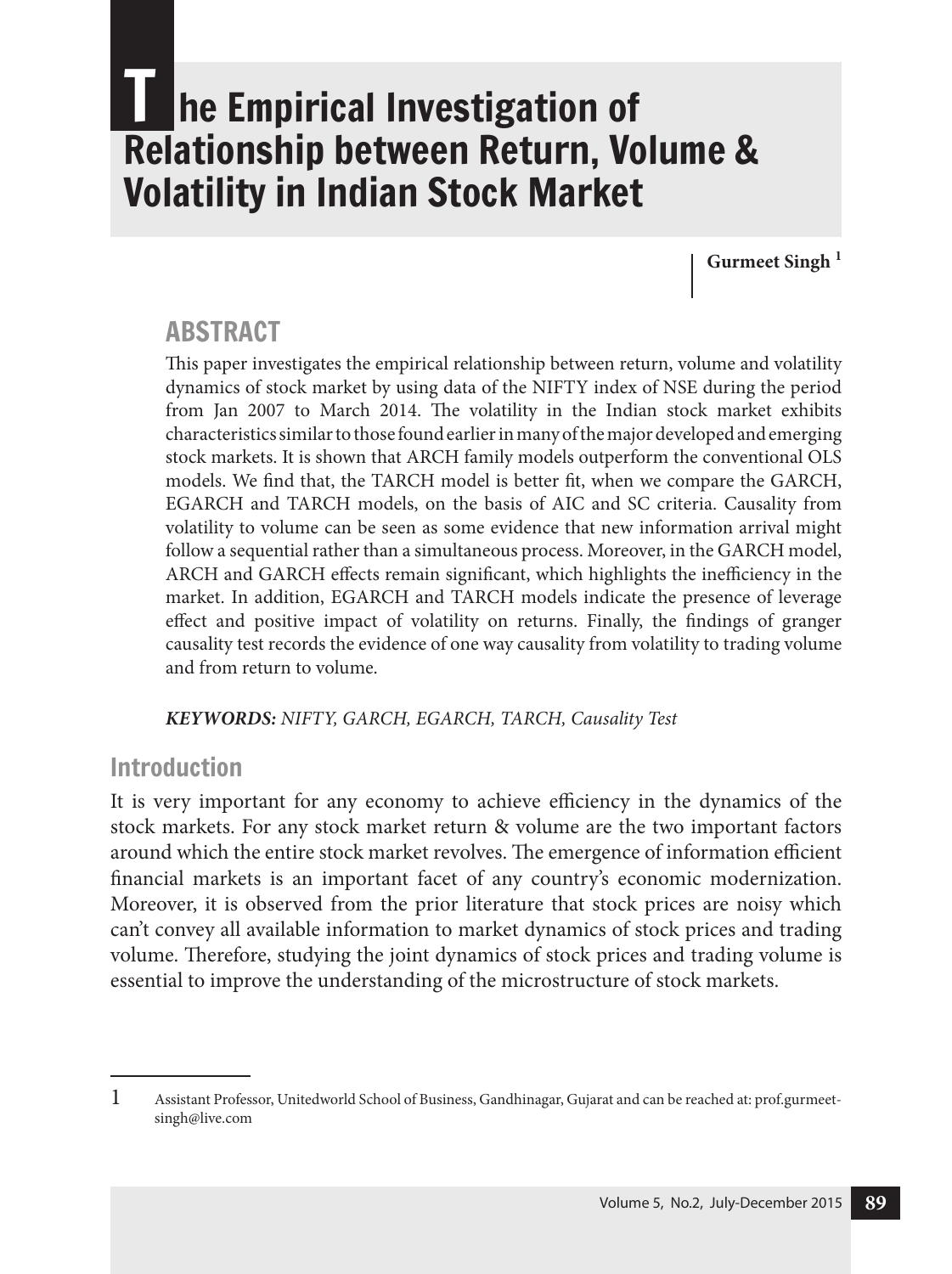# The Empirical Investigation of Relationship between Return, Volume & Volatility in Indian Stock Market

**Gurmeet Singh** [1]

## ABSTRACT

This paper investigates the empirical relationship between return, volume and volatility dynamics of stock market by using data of the NIFTY index of NSE during the period from Jan 2007 to March 2014. The volatility in the Indian stock market exhibits characteristics similar to those found earlier in many of the major developed and emerging stock markets. It is shown that ARCH family models outperform the conventional OLS models. We find that, the TARCH model is better fit, when we compare the GARCH, EGARCH and TARCH models, on the basis of AIC and SC criteria. Causality from volatility to volume can be seen as some evidence that new information arrival might follow a sequential rather than a simultaneous process. Moreover, in the GARCH model, ARCH and GARCH effects remain significant, which highlights the inefficiency in the market. In addition, EGARCH and TARCH models indicate the presence of leverage effect and positive impact of volatility on returns. Finally, the findings of granger causality test records the evidence of one way causality from volatility to trading volume and from return to volume.

***KEYWORDS:*** *NIFTY, GARCH, EGARCH, TARCH, Causality Test*

## Introduction

It is very important for any economy to achieve efficiency in the dynamics of the stock markets. For any stock market return & volume are the two important factors around which the entire stock market revolves. The emergence of information efficient financial markets is an important facet of any country's economic modernization. Moreover, it is observed from the prior literature that stock prices are noisy which can't convey all available information to market dynamics of stock prices and trading volume. Therefore, studying the joint dynamics of stock prices and trading volume is essential to improve the understanding of the microstructure of stock markets.

---

1 Assistant Professor, Unitedworld School of Business, Gandhinagar, Gujarat and can be reached at: prof.gurmeet-singh@live.com